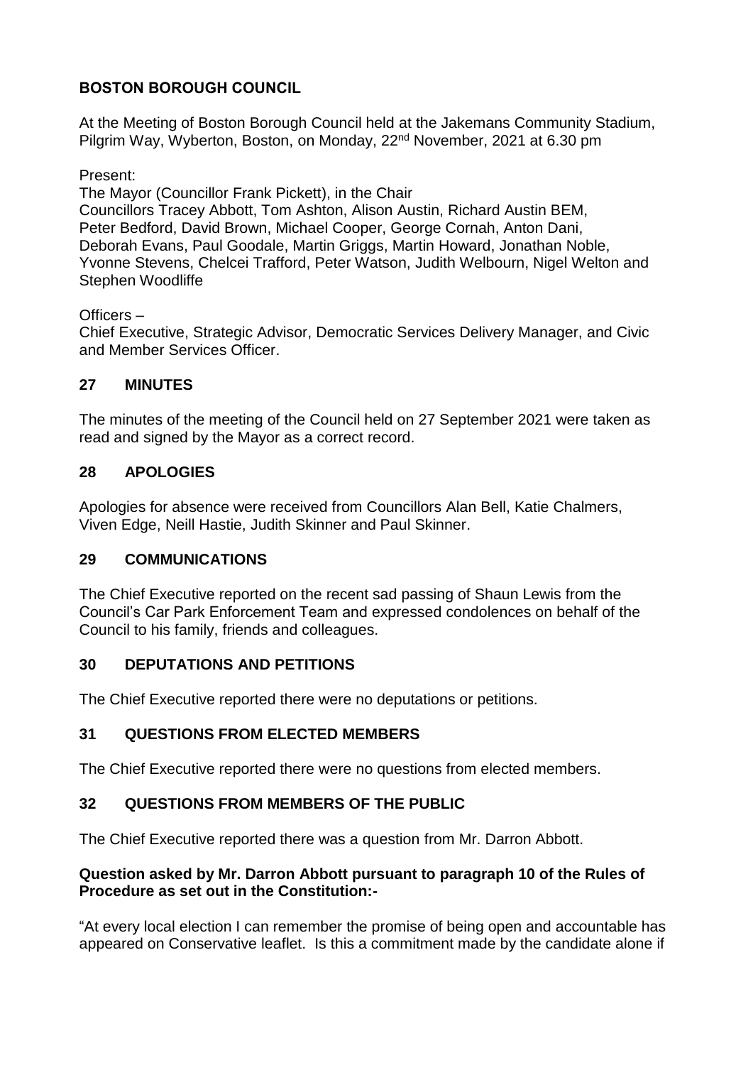# BOSTON BOROUGH COUNCIL

At the Meeting of Boston Borough Council held at the Jakemans Community Stadium, Pilgrim Way, Wyberton, Boston, on Monday, 22nd November, 2021 at 6.30 pm

Present:
The Mayor (Councillor Frank Pickett), in the Chair
Councillors Tracey Abbott, Tom Ashton, Alison Austin, Richard Austin BEM, Peter Bedford, David Brown, Michael Cooper, George Cornah, Anton Dani, Deborah Evans, Paul Goodale, Martin Griggs, Martin Howard, Jonathan Noble, Yvonne Stevens, Chelcei Trafford, Peter Watson, Judith Welbourn, Nigel Welton and Stephen Woodliffe

Officers –
Chief Executive, Strategic Advisor, Democratic Services Delivery Manager, and Civic and Member Services Officer.

## 27 MINUTES

The minutes of the meeting of the Council held on 27 September 2021 were taken as read and signed by the Mayor as a correct record.

## 28 APOLOGIES

Apologies for absence were received from Councillors Alan Bell, Katie Chalmers, Viven Edge, Neill Hastie, Judith Skinner and Paul Skinner.

## 29 COMMUNICATIONS

The Chief Executive reported on the recent sad passing of Shaun Lewis from the Council's Car Park Enforcement Team and expressed condolences on behalf of the Council to his family, friends and colleagues.

## 30 DEPUTATIONS AND PETITIONS

The Chief Executive reported there were no deputations or petitions.

## 31 QUESTIONS FROM ELECTED MEMBERS

The Chief Executive reported there were no questions from elected members.

## 32 QUESTIONS FROM MEMBERS OF THE PUBLIC

The Chief Executive reported there was a question from Mr. Darron Abbott.

**Question asked by Mr. Darron Abbott pursuant to paragraph 10 of the Rules of Procedure as set out in the Constitution:-**

"At every local election I can remember the promise of being open and accountable has appeared on Conservative leaflet. Is this a commitment made by the candidate alone if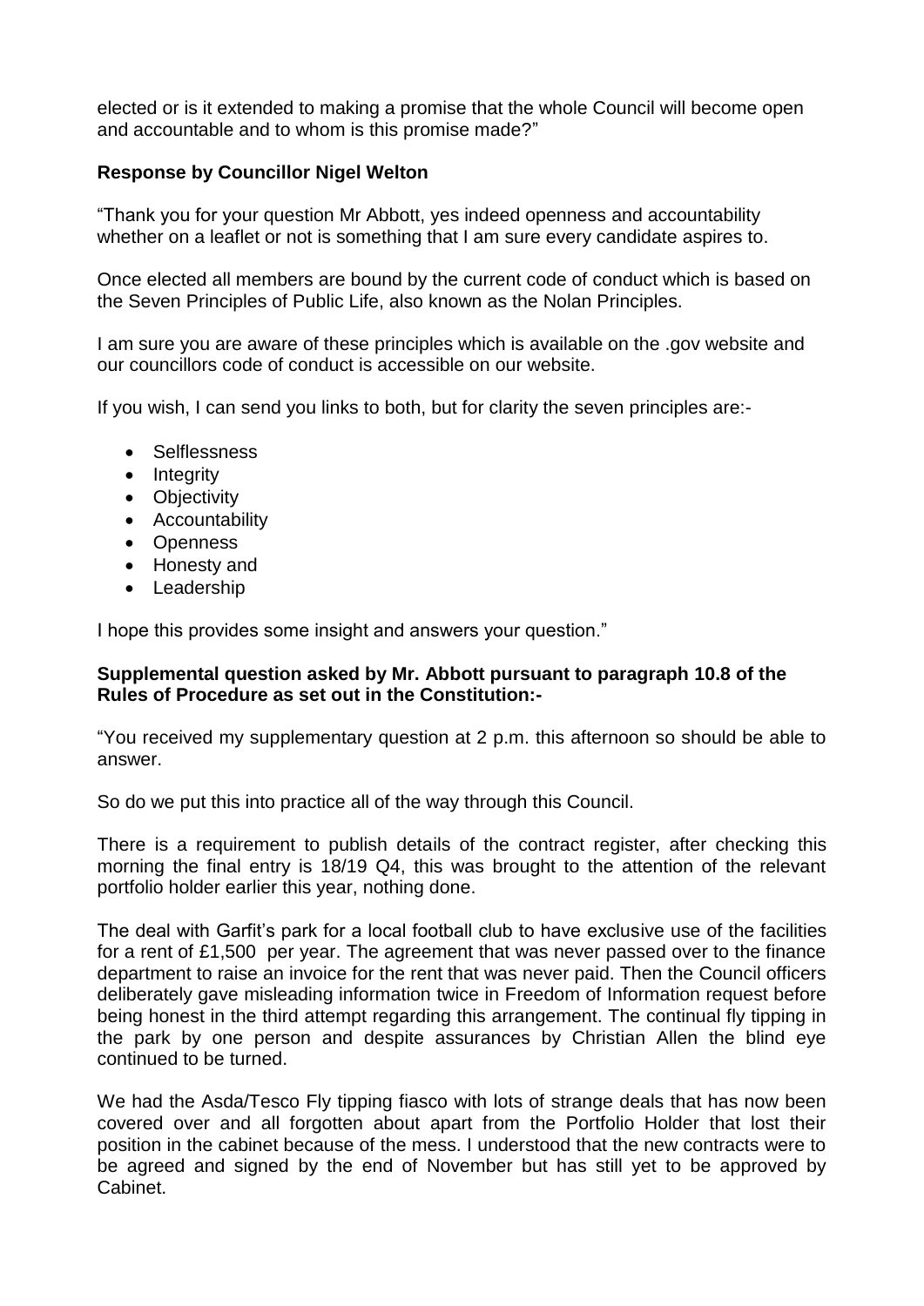elected or is it extended to making a promise that the whole Council will become open and accountable and to whom is this promise made?"

**Response by Councillor Nigel Welton**

"Thank you for your question Mr Abbott, yes indeed openness and accountability whether on a leaflet or not is something that I am sure every candidate aspires to.

Once elected all members are bound by the current code of conduct which is based on the Seven Principles of Public Life, also known as the Nolan Principles.

I am sure you are aware of these principles which is available on the .gov website and our councillors code of conduct is accessible on our website.

If you wish, I can send you links to both, but for clarity the seven principles are:-

- Selflessness
- Integrity
- Objectivity
- Accountability
- Openness
- Honesty and
- Leadership

I hope this provides some insight and answers your question."

**Supplemental question asked by Mr. Abbott pursuant to paragraph 10.8 of the Rules of Procedure as set out in the Constitution:-**

"You received my supplementary question at 2 p.m. this afternoon so should be able to answer.

So do we put this into practice all of the way through this Council.

There is a requirement to publish details of the contract register, after checking this morning the final entry is 18/19 Q4, this was brought to the attention of the relevant portfolio holder earlier this year, nothing done.

The deal with Garfit's park for a local football club to have exclusive use of the facilities for a rent of £1,500 per year. The agreement that was never passed over to the finance department to raise an invoice for the rent that was never paid. Then the Council officers deliberately gave misleading information twice in Freedom of Information request before being honest in the third attempt regarding this arrangement. The continual fly tipping in the park by one person and despite assurances by Christian Allen the blind eye continued to be turned.

We had the Asda/Tesco Fly tipping fiasco with lots of strange deals that has now been covered over and all forgotten about apart from the Portfolio Holder that lost their position in the cabinet because of the mess. I understood that the new contracts were to be agreed and signed by the end of November but has still yet to be approved by Cabinet.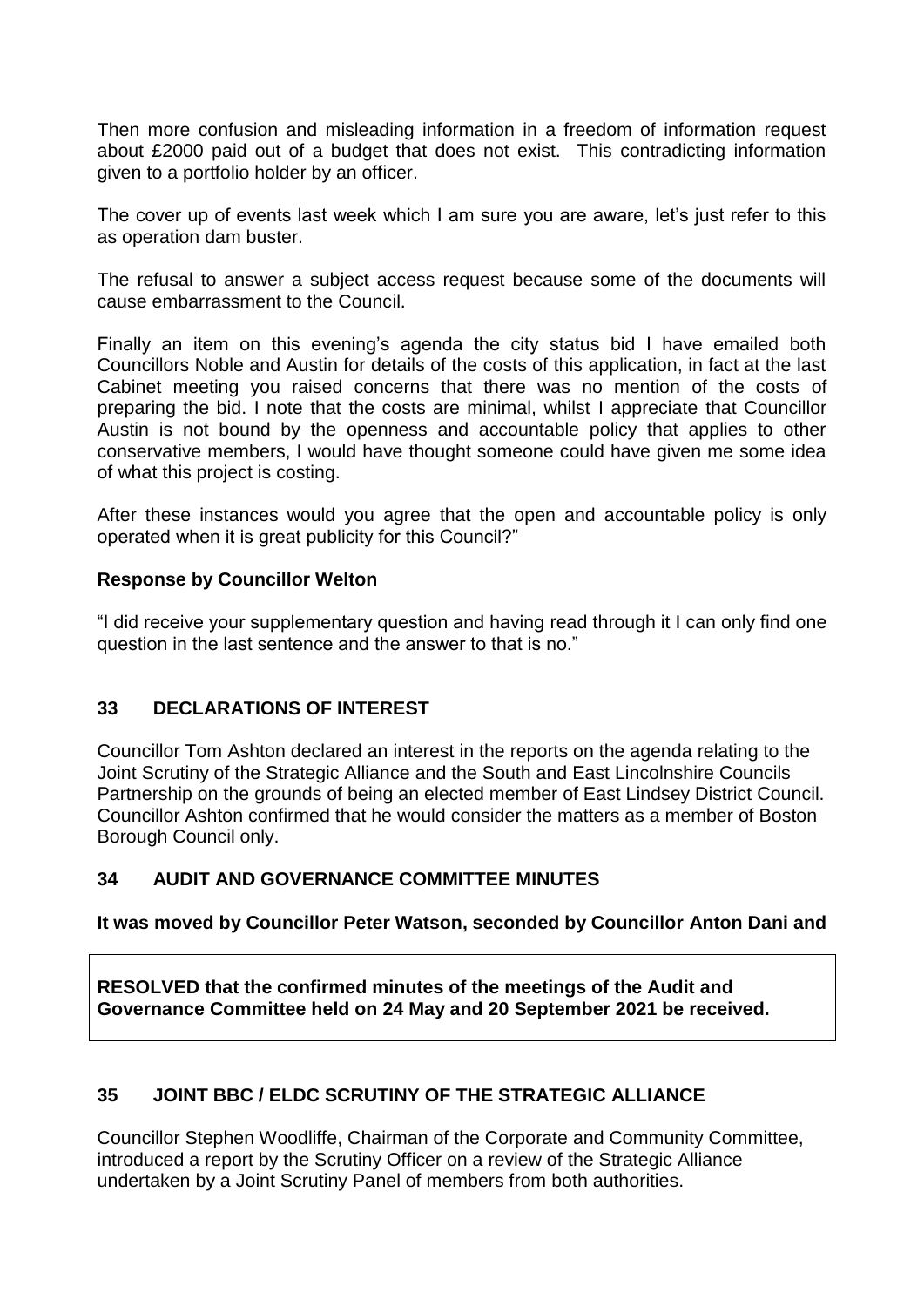Then more confusion and misleading information in a freedom of information request about £2000 paid out of a budget that does not exist. This contradicting information given to a portfolio holder by an officer.

The cover up of events last week which I am sure you are aware, let's just refer to this as operation dam buster.

The refusal to answer a subject access request because some of the documents will cause embarrassment to the Council.

Finally an item on this evening's agenda the city status bid I have emailed both Councillors Noble and Austin for details of the costs of this application, in fact at the last Cabinet meeting you raised concerns that there was no mention of the costs of preparing the bid. I note that the costs are minimal, whilst I appreciate that Councillor Austin is not bound by the openness and accountable policy that applies to other conservative members, I would have thought someone could have given me some idea of what this project is costing.

After these instances would you agree that the open and accountable policy is only operated when it is great publicity for this Council?"

**Response by Councillor Welton**

"I did receive your supplementary question and having read through it I can only find one question in the last sentence and the answer to that is no."

## 33 DECLARATIONS OF INTEREST

Councillor Tom Ashton declared an interest in the reports on the agenda relating to the Joint Scrutiny of the Strategic Alliance and the South and East Lincolnshire Councils Partnership on the grounds of being an elected member of East Lindsey District Council. Councillor Ashton confirmed that he would consider the matters as a member of Boston Borough Council only.

## 34 AUDIT AND GOVERNANCE COMMITTEE MINUTES

**It was moved by Councillor Peter Watson, seconded by Councillor Anton Dani and**

**RESOLVED that the confirmed minutes of the meetings of the Audit and Governance Committee held on 24 May and 20 September 2021 be received.**

## 35 JOINT BBC / ELDC SCRUTINY OF THE STRATEGIC ALLIANCE

Councillor Stephen Woodliffe, Chairman of the Corporate and Community Committee, introduced a report by the Scrutiny Officer on a review of the Strategic Alliance undertaken by a Joint Scrutiny Panel of members from both authorities.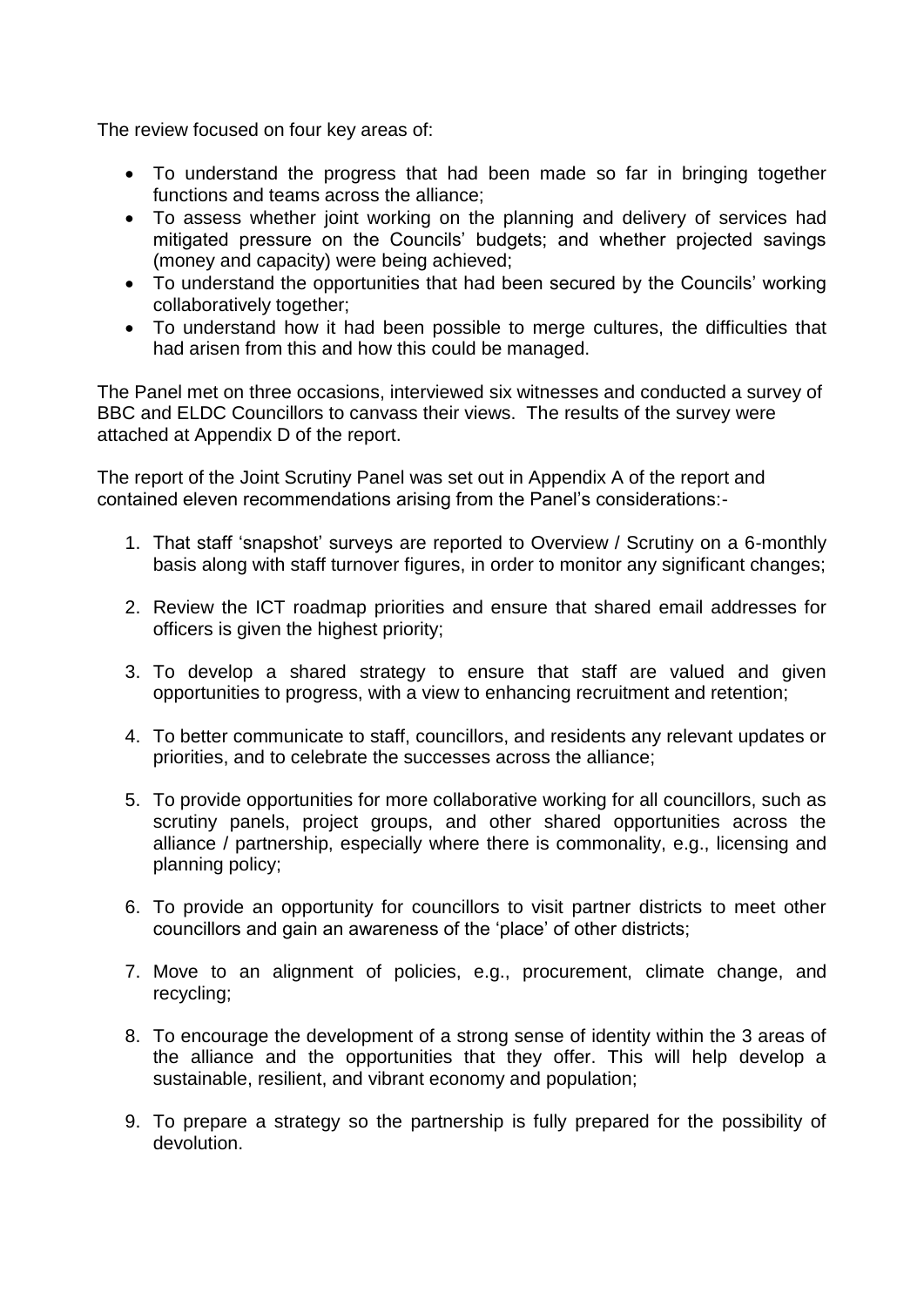The review focused on four key areas of:

- To understand the progress that had been made so far in bringing together functions and teams across the alliance;
- To assess whether joint working on the planning and delivery of services had mitigated pressure on the Councils' budgets; and whether projected savings (money and capacity) were being achieved;
- To understand the opportunities that had been secured by the Councils' working collaboratively together;
- To understand how it had been possible to merge cultures, the difficulties that had arisen from this and how this could be managed.

The Panel met on three occasions, interviewed six witnesses and conducted a survey of BBC and ELDC Councillors to canvass their views. The results of the survey were attached at Appendix D of the report.

The report of the Joint Scrutiny Panel was set out in Appendix A of the report and contained eleven recommendations arising from the Panel's considerations:-

1. That staff 'snapshot' surveys are reported to Overview / Scrutiny on a 6-monthly basis along with staff turnover figures, in order to monitor any significant changes;

2. Review the ICT roadmap priorities and ensure that shared email addresses for officers is given the highest priority;

3. To develop a shared strategy to ensure that staff are valued and given opportunities to progress, with a view to enhancing recruitment and retention;

4. To better communicate to staff, councillors, and residents any relevant updates or priorities, and to celebrate the successes across the alliance;

5. To provide opportunities for more collaborative working for all councillors, such as scrutiny panels, project groups, and other shared opportunities across the alliance / partnership, especially where there is commonality, e.g., licensing and planning policy;

6. To provide an opportunity for councillors to visit partner districts to meet other councillors and gain an awareness of the 'place' of other districts;

7. Move to an alignment of policies, e.g., procurement, climate change, and recycling;

8. To encourage the development of a strong sense of identity within the 3 areas of the alliance and the opportunities that they offer. This will help develop a sustainable, resilient, and vibrant economy and population;

9. To prepare a strategy so the partnership is fully prepared for the possibility of devolution.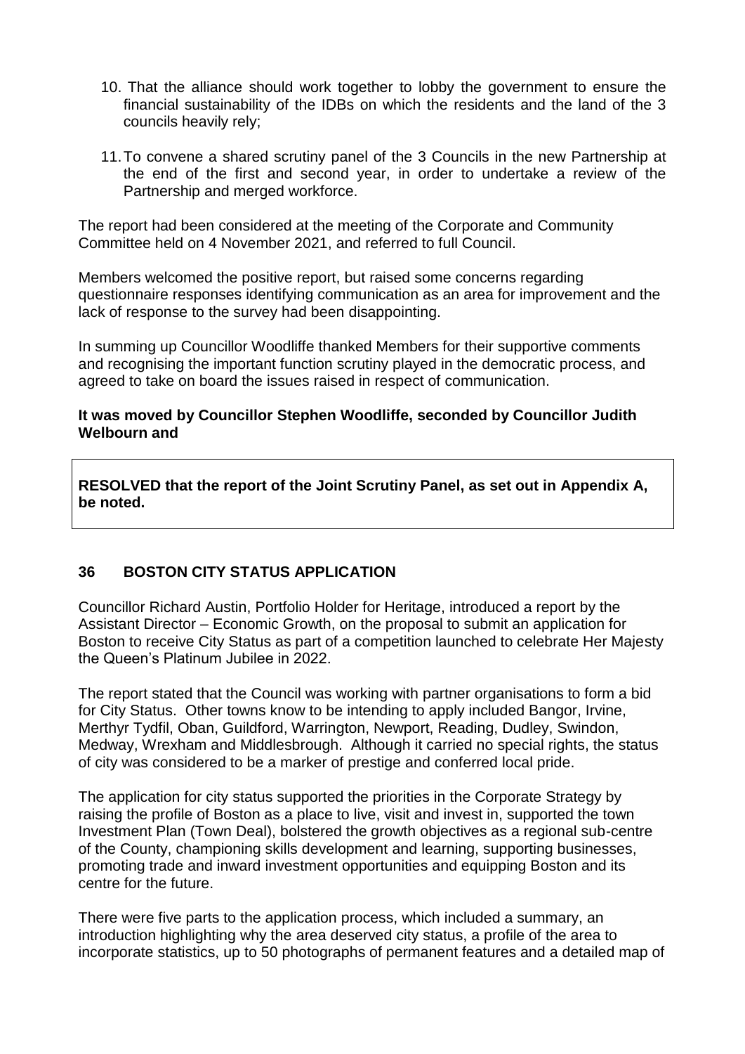10. That the alliance should work together to lobby the government to ensure the financial sustainability of the IDBs on which the residents and the land of the 3 councils heavily rely;

11. To convene a shared scrutiny panel of the 3 Councils in the new Partnership at the end of the first and second year, in order to undertake a review of the Partnership and merged workforce.

The report had been considered at the meeting of the Corporate and Community Committee held on 4 November 2021, and referred to full Council.

Members welcomed the positive report, but raised some concerns regarding questionnaire responses identifying communication as an area for improvement and the lack of response to the survey had been disappointing.

In summing up Councillor Woodliffe thanked Members for their supportive comments and recognising the important function scrutiny played in the democratic process, and agreed to take on board the issues raised in respect of communication.

**It was moved by Councillor Stephen Woodliffe, seconded by Councillor Judith Welbourn and**

**RESOLVED that the report of the Joint Scrutiny Panel, as set out in Appendix A, be noted.**

## 36 BOSTON CITY STATUS APPLICATION

Councillor Richard Austin, Portfolio Holder for Heritage, introduced a report by the Assistant Director – Economic Growth, on the proposal to submit an application for Boston to receive City Status as part of a competition launched to celebrate Her Majesty the Queen's Platinum Jubilee in 2022.

The report stated that the Council was working with partner organisations to form a bid for City Status. Other towns know to be intending to apply included Bangor, Irvine, Merthyr Tydfil, Oban, Guildford, Warrington, Newport, Reading, Dudley, Swindon, Medway, Wrexham and Middlesbrough. Although it carried no special rights, the status of city was considered to be a marker of prestige and conferred local pride.

The application for city status supported the priorities in the Corporate Strategy by raising the profile of Boston as a place to live, visit and invest in, supported the town Investment Plan (Town Deal), bolstered the growth objectives as a regional sub-centre of the County, championing skills development and learning, supporting businesses, promoting trade and inward investment opportunities and equipping Boston and its centre for the future.

There were five parts to the application process, which included a summary, an introduction highlighting why the area deserved city status, a profile of the area to incorporate statistics, up to 50 photographs of permanent features and a detailed map of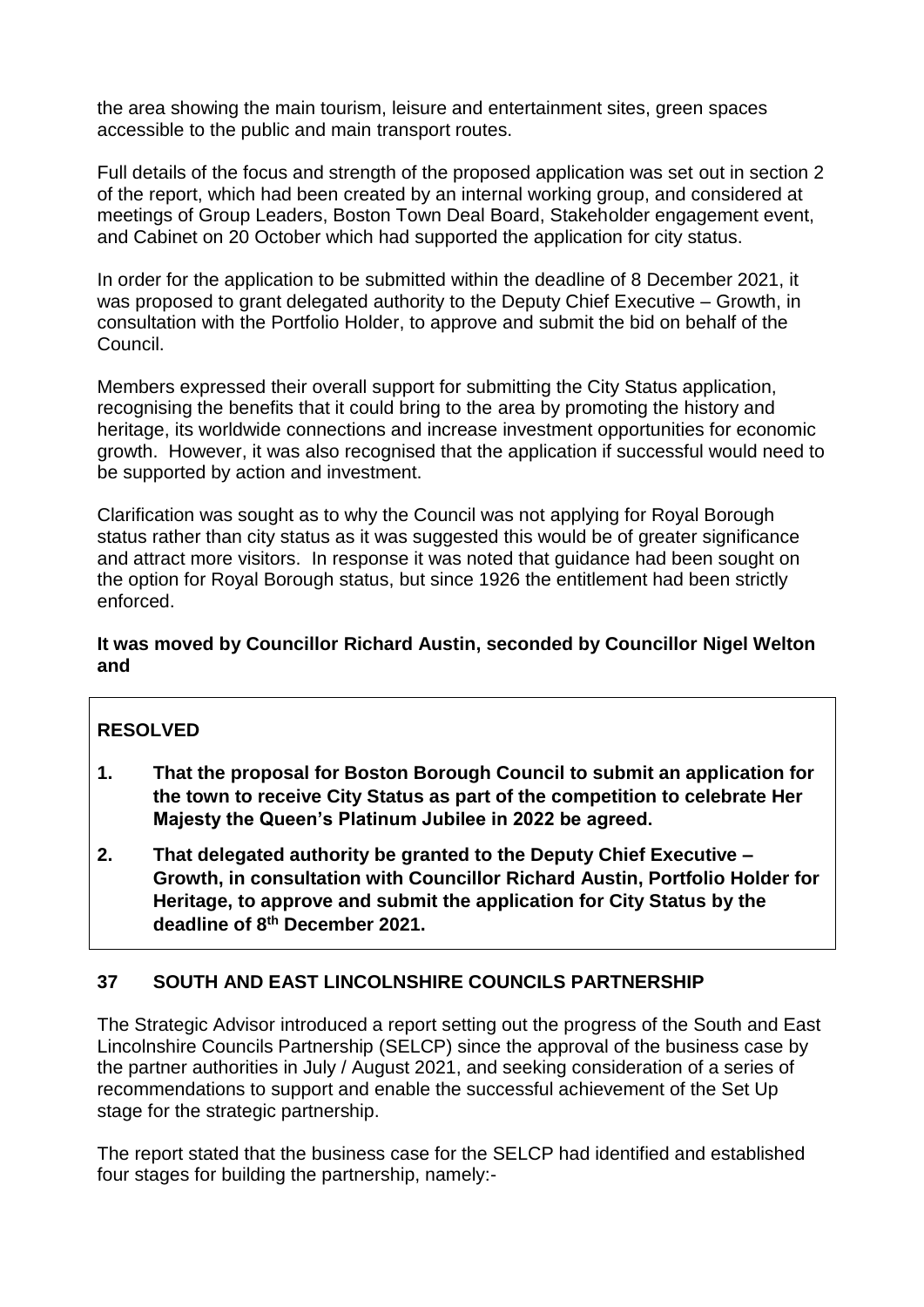the area showing the main tourism, leisure and entertainment sites, green spaces accessible to the public and main transport routes.

Full details of the focus and strength of the proposed application was set out in section 2 of the report, which had been created by an internal working group, and considered at meetings of Group Leaders, Boston Town Deal Board, Stakeholder engagement event, and Cabinet on 20 October which had supported the application for city status.

In order for the application to be submitted within the deadline of 8 December 2021, it was proposed to grant delegated authority to the Deputy Chief Executive – Growth, in consultation with the Portfolio Holder, to approve and submit the bid on behalf of the Council.

Members expressed their overall support for submitting the City Status application, recognising the benefits that it could bring to the area by promoting the history and heritage, its worldwide connections and increase investment opportunities for economic growth. However, it was also recognised that the application if successful would need to be supported by action and investment.

Clarification was sought as to why the Council was not applying for Royal Borough status rather than city status as it was suggested this would be of greater significance and attract more visitors. In response it was noted that guidance had been sought on the option for Royal Borough status, but since 1926 the entitlement had been strictly enforced.

**It was moved by Councillor Richard Austin, seconded by Councillor Nigel Welton and**

**RESOLVED**

1. **That the proposal for Boston Borough Council to submit an application for the town to receive City Status as part of the competition to celebrate Her Majesty the Queen's Platinum Jubilee in 2022 be agreed.**
2. **That delegated authority be granted to the Deputy Chief Executive – Growth, in consultation with Councillor Richard Austin, Portfolio Holder for Heritage, to approve and submit the application for City Status by the deadline of 8th December 2021.**

## 37 SOUTH AND EAST LINCOLNSHIRE COUNCILS PARTNERSHIP

The Strategic Advisor introduced a report setting out the progress of the South and East Lincolnshire Councils Partnership (SELCP) since the approval of the business case by the partner authorities in July / August 2021, and seeking consideration of a series of recommendations to support and enable the successful achievement of the Set Up stage for the strategic partnership.

The report stated that the business case for the SELCP had identified and established four stages for building the partnership, namely:-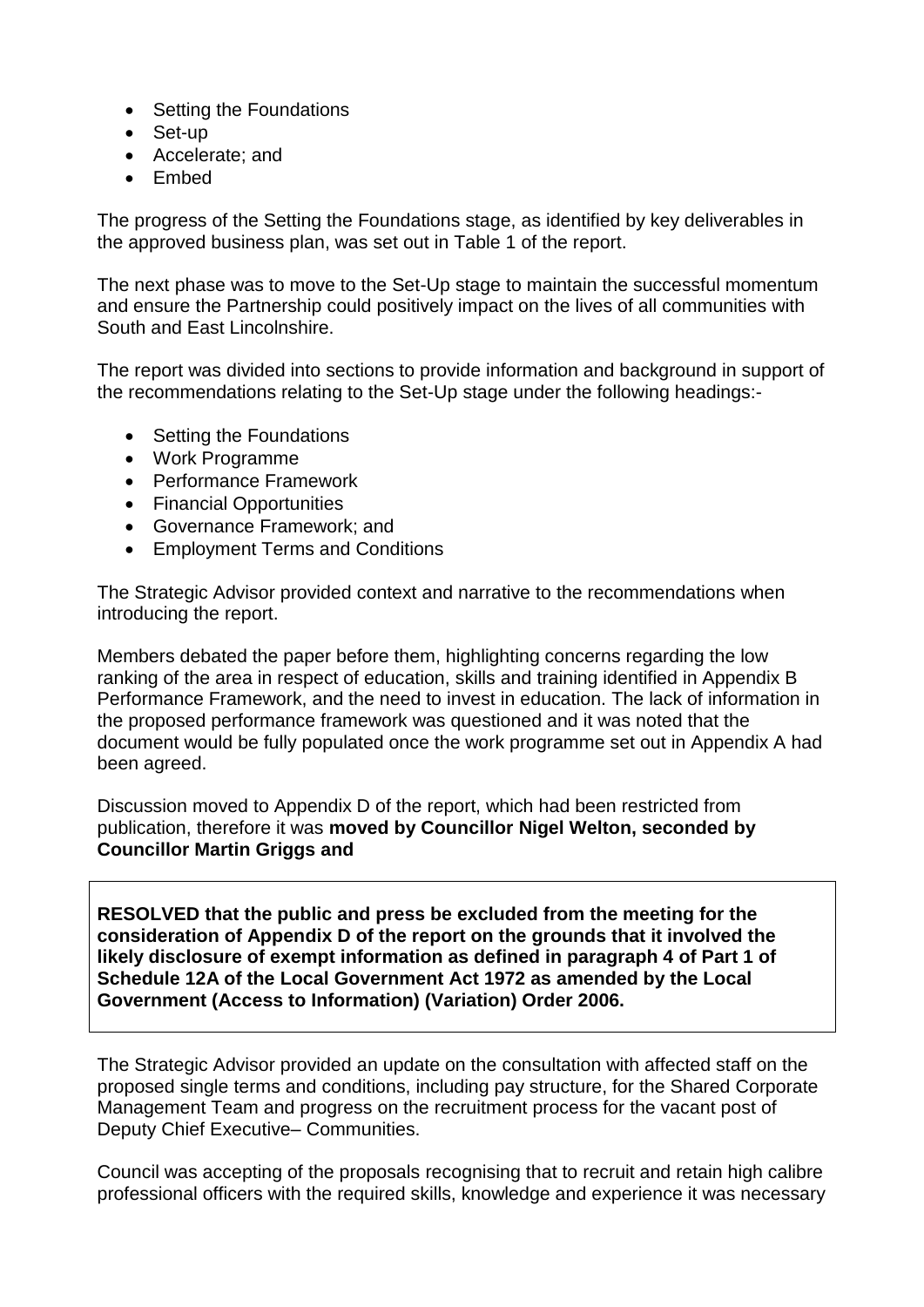- Setting the Foundations
- Set-up
- Accelerate; and
- Embed

The progress of the Setting the Foundations stage, as identified by key deliverables in the approved business plan, was set out in Table 1 of the report.

The next phase was to move to the Set-Up stage to maintain the successful momentum and ensure the Partnership could positively impact on the lives of all communities with South and East Lincolnshire.

The report was divided into sections to provide information and background in support of the recommendations relating to the Set-Up stage under the following headings:-

- Setting the Foundations
- Work Programme
- Performance Framework
- Financial Opportunities
- Governance Framework; and
- Employment Terms and Conditions

The Strategic Advisor provided context and narrative to the recommendations when introducing the report.

Members debated the paper before them, highlighting concerns regarding the low ranking of the area in respect of education, skills and training identified in Appendix B Performance Framework, and the need to invest in education. The lack of information in the proposed performance framework was questioned and it was noted that the document would be fully populated once the work programme set out in Appendix A had been agreed.

Discussion moved to Appendix D of the report, which had been restricted from publication, therefore it was **moved by Councillor Nigel Welton, seconded by Councillor Martin Griggs and**

**RESOLVED that the public and press be excluded from the meeting for the consideration of Appendix D of the report on the grounds that it involved the likely disclosure of exempt information as defined in paragraph 4 of Part 1 of Schedule 12A of the Local Government Act 1972 as amended by the Local Government (Access to Information) (Variation) Order 2006.**

The Strategic Advisor provided an update on the consultation with affected staff on the proposed single terms and conditions, including pay structure, for the Shared Corporate Management Team and progress on the recruitment process for the vacant post of Deputy Chief Executive– Communities.

Council was accepting of the proposals recognising that to recruit and retain high calibre professional officers with the required skills, knowledge and experience it was necessary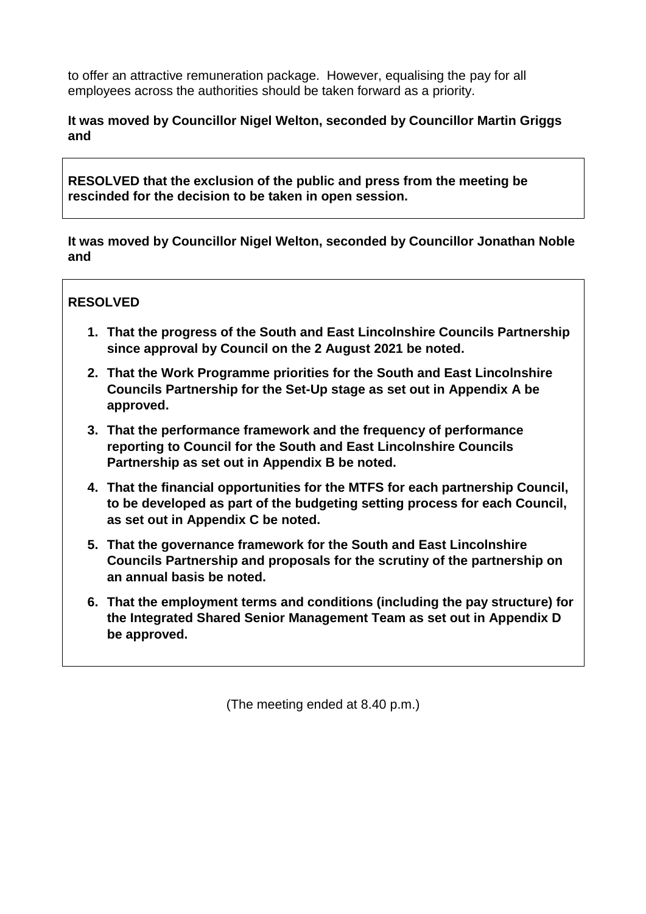to offer an attractive remuneration package. However, equalising the pay for all employees across the authorities should be taken forward as a priority.

**It was moved by Councillor Nigel Welton, seconded by Councillor Martin Griggs and**

**RESOLVED that the exclusion of the public and press from the meeting be rescinded for the decision to be taken in open session.**

**It was moved by Councillor Nigel Welton, seconded by Councillor Jonathan Noble and**

**RESOLVED**

1. **That the progress of the South and East Lincolnshire Councils Partnership since approval by Council on the 2 August 2021 be noted.**
2. **That the Work Programme priorities for the South and East Lincolnshire Councils Partnership for the Set-Up stage as set out in Appendix A be approved.**
3. **That the performance framework and the frequency of performance reporting to Council for the South and East Lincolnshire Councils Partnership as set out in Appendix B be noted.**
4. **That the financial opportunities for the MTFS for each partnership Council, to be developed as part of the budgeting setting process for each Council, as set out in Appendix C be noted.**
5. **That the governance framework for the South and East Lincolnshire Councils Partnership and proposals for the scrutiny of the partnership on an annual basis be noted.**
6. **That the employment terms and conditions (including the pay structure) for the Integrated Shared Senior Management Team as set out in Appendix D be approved.**

(The meeting ended at 8.40 p.m.)